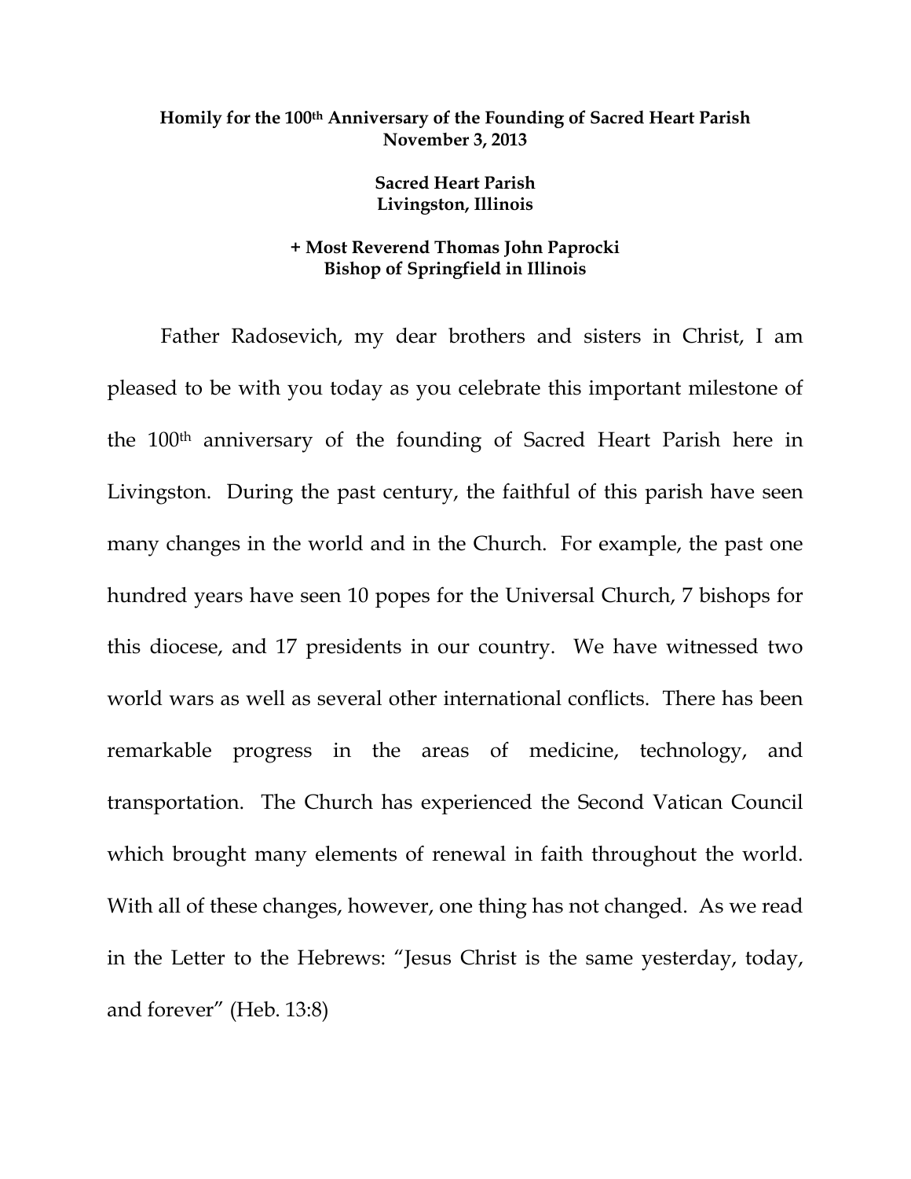**Homily for the 100th Anniversary of the Founding of Sacred Heart Parish**
**November 3, 2013**

**Sacred Heart Parish**
**Livingston, Illinois**

**+ Most Reverend Thomas John Paprocki**
**Bishop of Springfield in Illinois**

Father Radosevich, my dear brothers and sisters in Christ, I am pleased to be with you today as you celebrate this important milestone of the 100th anniversary of the founding of Sacred Heart Parish here in Livingston. During the past century, the faithful of this parish have seen many changes in the world and in the Church. For example, the past one hundred years have seen 10 popes for the Universal Church, 7 bishops for this diocese, and 17 presidents in our country. We have witnessed two world wars as well as several other international conflicts. There has been remarkable progress in the areas of medicine, technology, and transportation. The Church has experienced the Second Vatican Council which brought many elements of renewal in faith throughout the world. With all of these changes, however, one thing has not changed. As we read in the Letter to the Hebrews: "Jesus Christ is the same yesterday, today, and forever" (Heb. 13:8)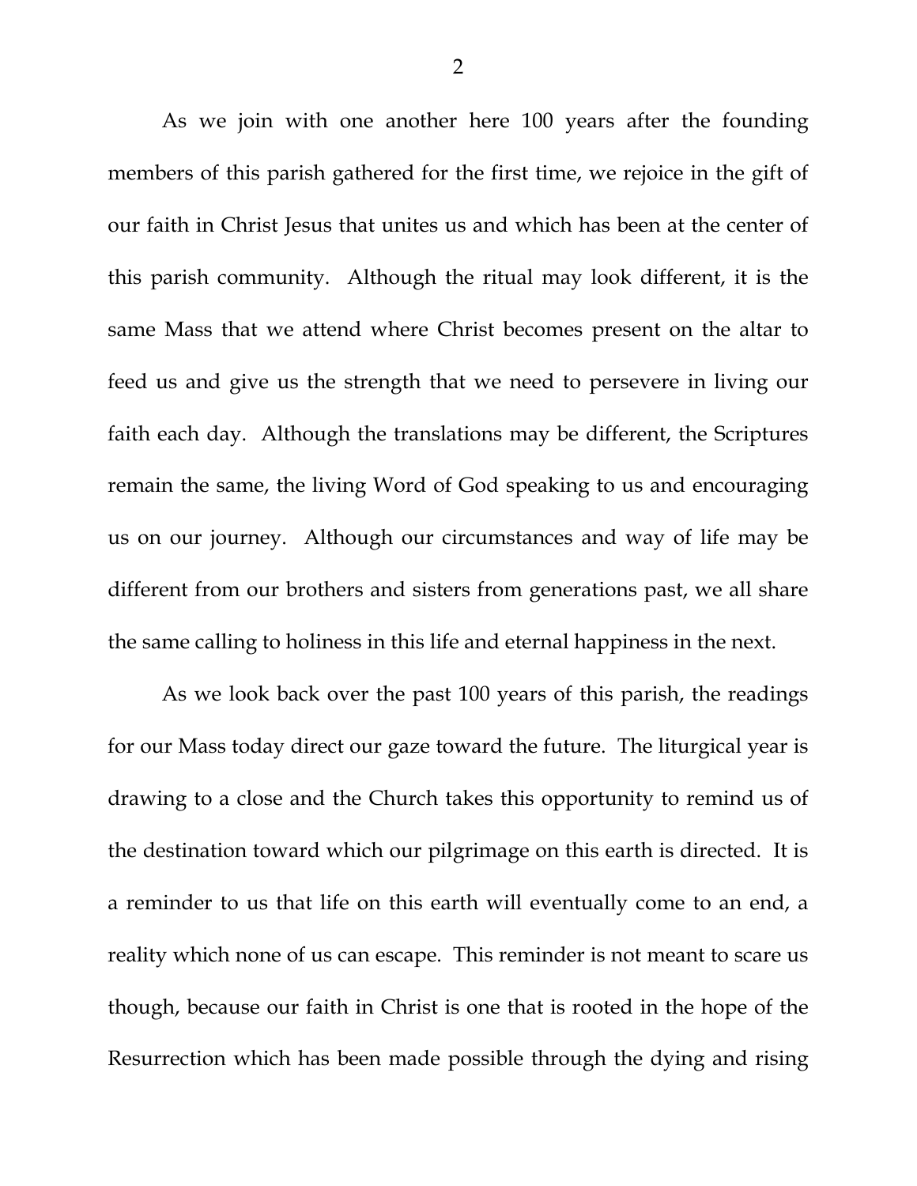As we join with one another here 100 years after the founding members of this parish gathered for the first time, we rejoice in the gift of our faith in Christ Jesus that unites us and which has been at the center of this parish community. Although the ritual may look different, it is the same Mass that we attend where Christ becomes present on the altar to feed us and give us the strength that we need to persevere in living our faith each day. Although the translations may be different, the Scriptures remain the same, the living Word of God speaking to us and encouraging us on our journey. Although our circumstances and way of life may be different from our brothers and sisters from generations past, we all share the same calling to holiness in this life and eternal happiness in the next.

As we look back over the past 100 years of this parish, the readings for our Mass today direct our gaze toward the future. The liturgical year is drawing to a close and the Church takes this opportunity to remind us of the destination toward which our pilgrimage on this earth is directed. It is a reminder to us that life on this earth will eventually come to an end, a reality which none of us can escape. This reminder is not meant to scare us though, because our faith in Christ is one that is rooted in the hope of the Resurrection which has been made possible through the dying and rising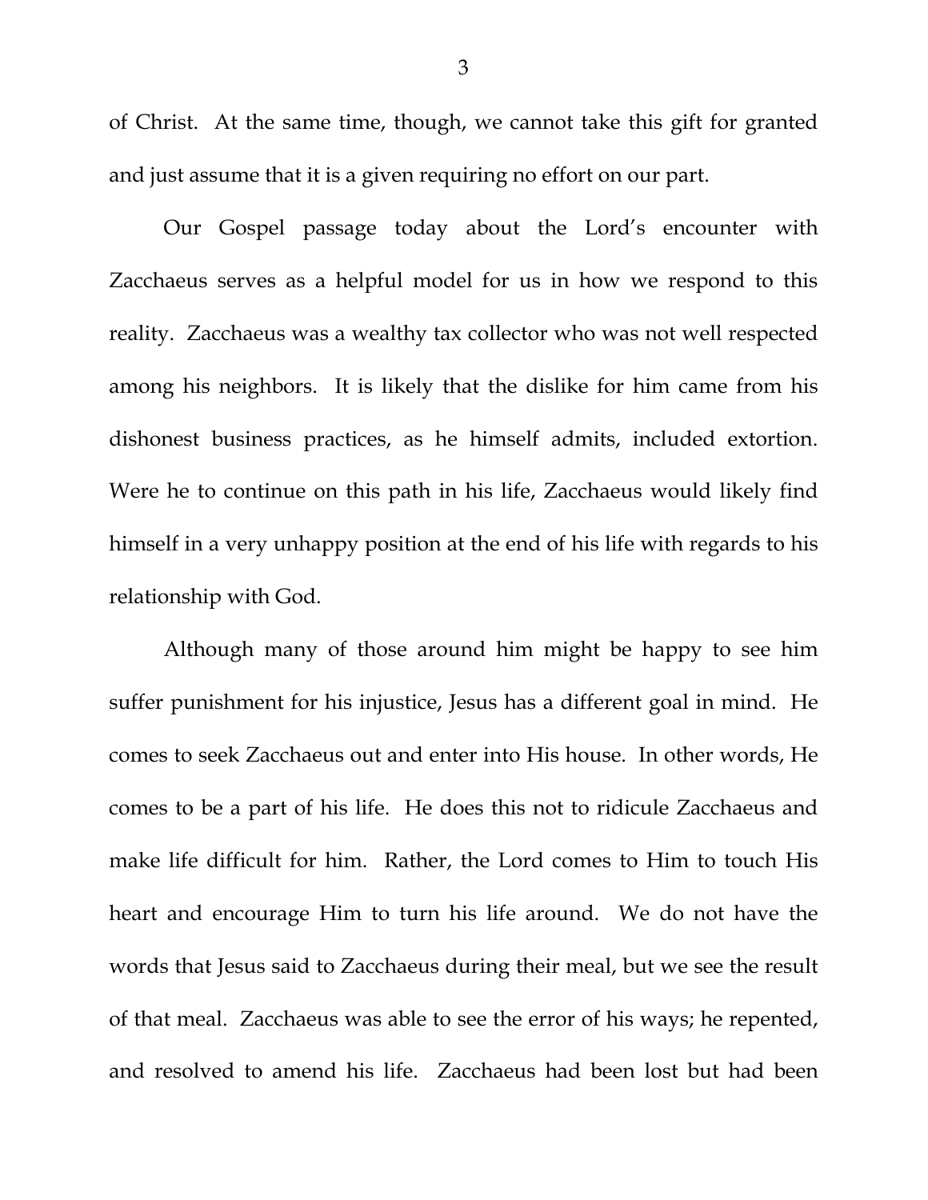of Christ. At the same time, though, we cannot take this gift for granted and just assume that it is a given requiring no effort on our part.

Our Gospel passage today about the Lord's encounter with Zacchaeus serves as a helpful model for us in how we respond to this reality. Zacchaeus was a wealthy tax collector who was not well respected among his neighbors. It is likely that the dislike for him came from his dishonest business practices, as he himself admits, included extortion. Were he to continue on this path in his life, Zacchaeus would likely find himself in a very unhappy position at the end of his life with regards to his relationship with God.

Although many of those around him might be happy to see him suffer punishment for his injustice, Jesus has a different goal in mind. He comes to seek Zacchaeus out and enter into His house. In other words, He comes to be a part of his life. He does this not to ridicule Zacchaeus and make life difficult for him. Rather, the Lord comes to Him to touch His heart and encourage Him to turn his life around. We do not have the words that Jesus said to Zacchaeus during their meal, but we see the result of that meal. Zacchaeus was able to see the error of his ways; he repented, and resolved to amend his life. Zacchaeus had been lost but had been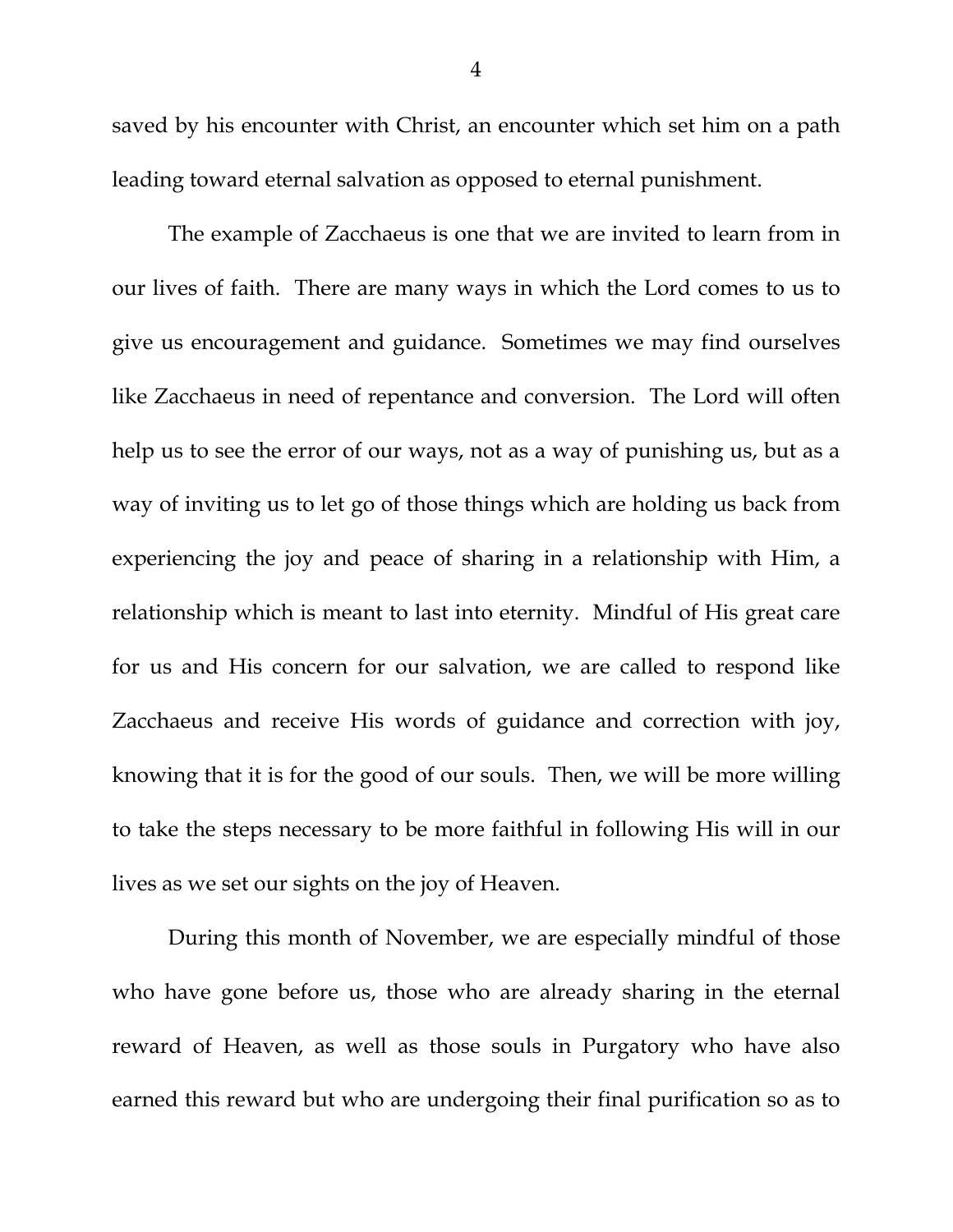saved by his encounter with Christ, an encounter which set him on a path leading toward eternal salvation as opposed to eternal punishment.

The example of Zacchaeus is one that we are invited to learn from in our lives of faith. There are many ways in which the Lord comes to us to give us encouragement and guidance. Sometimes we may find ourselves like Zacchaeus in need of repentance and conversion. The Lord will often help us to see the error of our ways, not as a way of punishing us, but as a way of inviting us to let go of those things which are holding us back from experiencing the joy and peace of sharing in a relationship with Him, a relationship which is meant to last into eternity. Mindful of His great care for us and His concern for our salvation, we are called to respond like Zacchaeus and receive His words of guidance and correction with joy, knowing that it is for the good of our souls. Then, we will be more willing to take the steps necessary to be more faithful in following His will in our lives as we set our sights on the joy of Heaven.

During this month of November, we are especially mindful of those who have gone before us, those who are already sharing in the eternal reward of Heaven, as well as those souls in Purgatory who have also earned this reward but who are undergoing their final purification so as to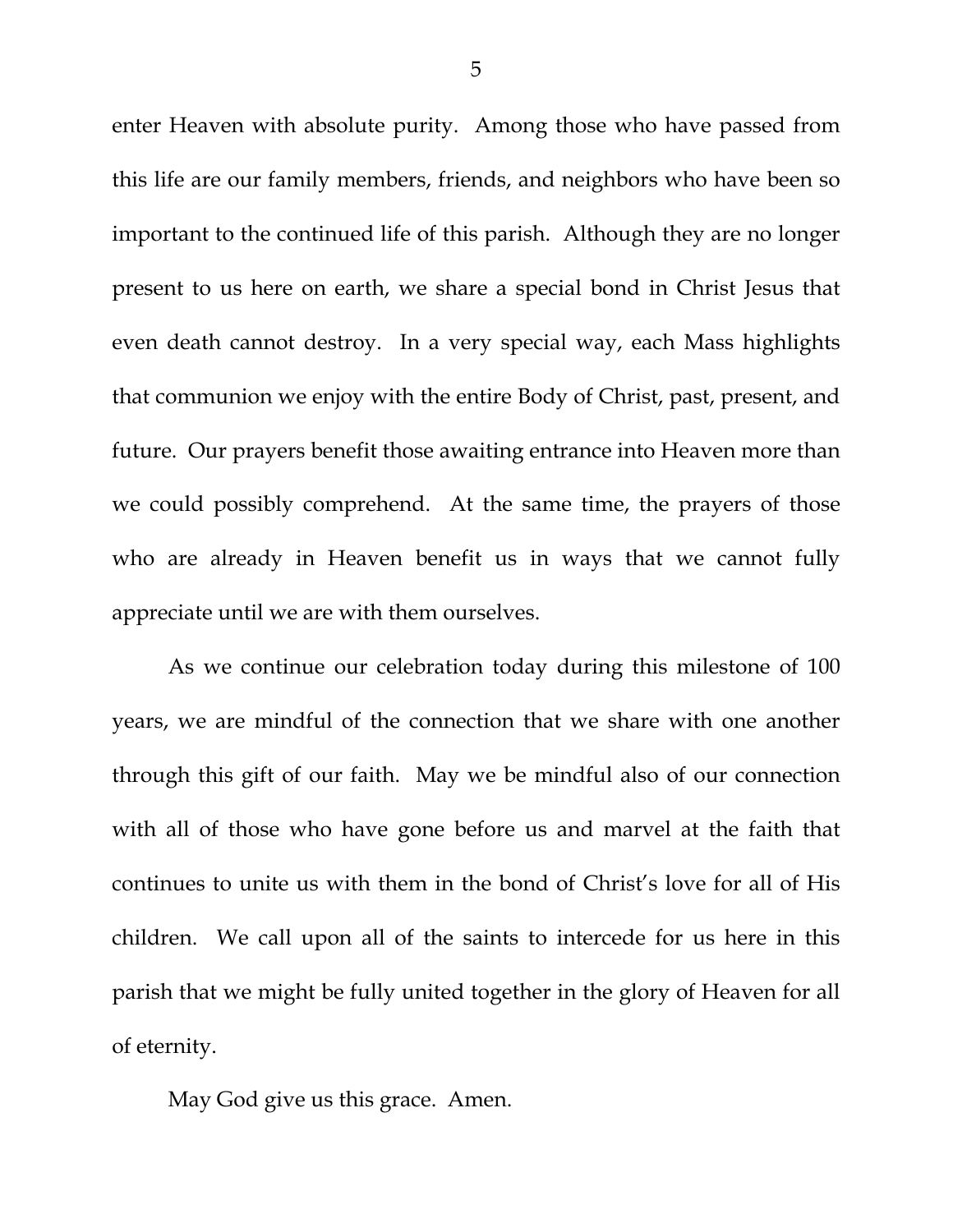enter Heaven with absolute purity. Among those who have passed from this life are our family members, friends, and neighbors who have been so important to the continued life of this parish. Although they are no longer present to us here on earth, we share a special bond in Christ Jesus that even death cannot destroy. In a very special way, each Mass highlights that communion we enjoy with the entire Body of Christ, past, present, and future. Our prayers benefit those awaiting entrance into Heaven more than we could possibly comprehend. At the same time, the prayers of those who are already in Heaven benefit us in ways that we cannot fully appreciate until we are with them ourselves.

As we continue our celebration today during this milestone of 100 years, we are mindful of the connection that we share with one another through this gift of our faith. May we be mindful also of our connection with all of those who have gone before us and marvel at the faith that continues to unite us with them in the bond of Christ's love for all of His children. We call upon all of the saints to intercede for us here in this parish that we might be fully united together in the glory of Heaven for all of eternity.

May God give us this grace. Amen.